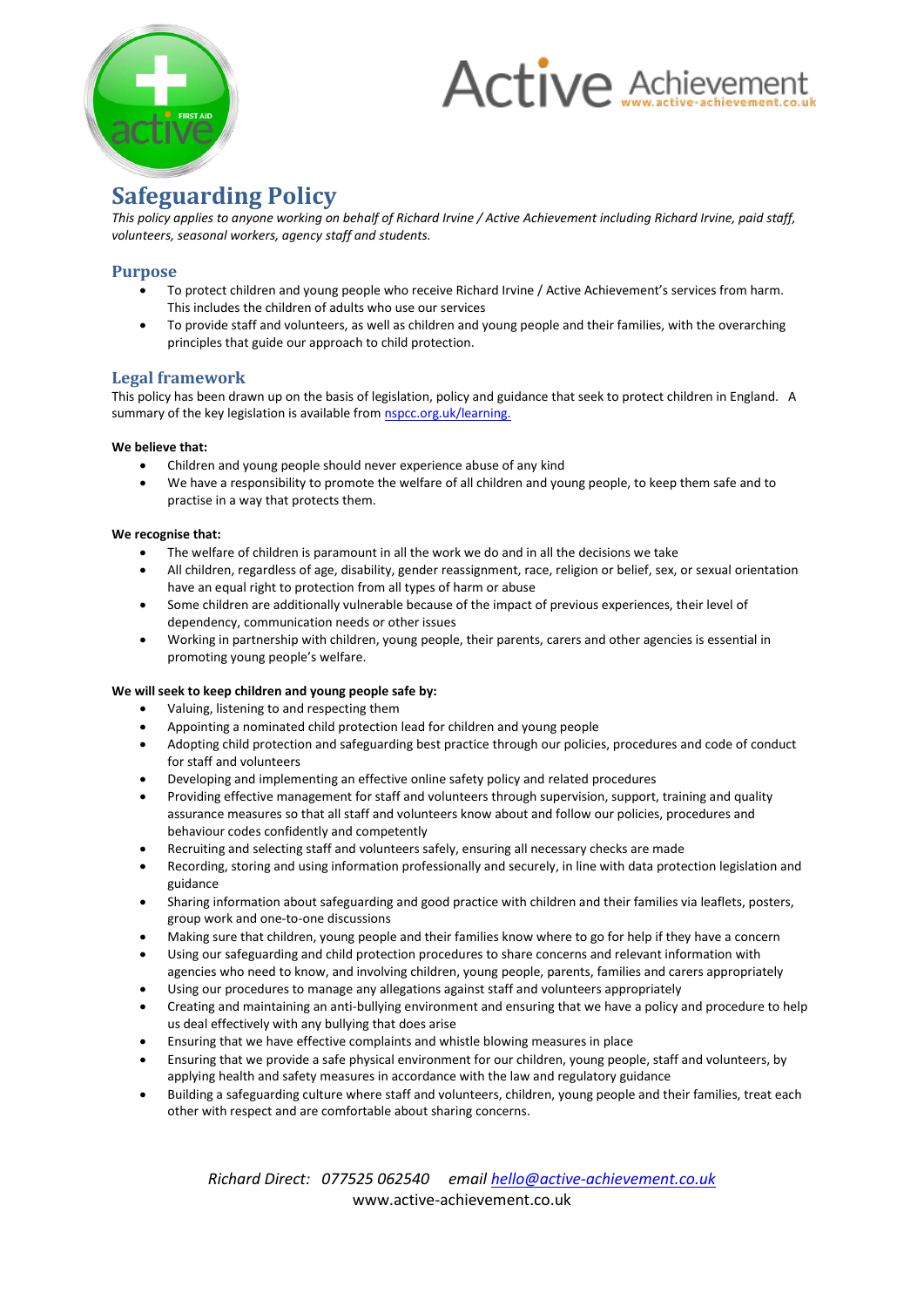# Safeguarding Policy

*This policy applies to anyone working on behalf of Richard Irvine / Active Achievement including Richard Irvine, paid staff, volunteers, seasonal workers, agency staff and students.*

## Purpose

- To protect children and young people who receive Richard Irvine / Active Achievement's services from harm. This includes the children of adults who use our services
- To provide staff and volunteers, as well as children and young people and their families, with the overarching principles that guide our approach to child protection.

## Legal framework

This policy has been drawn up on the basis of legislation, policy and guidance that seek to protect children in England. A summary of the key legislation is available from [nspcc.org.uk/learning.](nspcc.org.uk/learning)

**We believe that:**

- Children and young people should never experience abuse of any kind
- We have a responsibility to promote the welfare of all children and young people, to keep them safe and to practise in a way that protects them.

**We recognise that:**

- The welfare of children is paramount in all the work we do and in all the decisions we take
- All children, regardless of age, disability, gender reassignment, race, religion or belief, sex, or sexual orientation have an equal right to protection from all types of harm or abuse
- Some children are additionally vulnerable because of the impact of previous experiences, their level of dependency, communication needs or other issues
- Working in partnership with children, young people, their parents, carers and other agencies is essential in promoting young people's welfare.

**We will seek to keep children and young people safe by:**

- Valuing, listening to and respecting them
- Appointing a nominated child protection lead for children and young people
- Adopting child protection and safeguarding best practice through our policies, procedures and code of conduct for staff and volunteers
- Developing and implementing an effective online safety policy and related procedures
- Providing effective management for staff and volunteers through supervision, support, training and quality assurance measures so that all staff and volunteers know about and follow our policies, procedures and behaviour codes confidently and competently
- Recruiting and selecting staff and volunteers safely, ensuring all necessary checks are made
- Recording, storing and using information professionally and securely, in line with data protection legislation and guidance
- Sharing information about safeguarding and good practice with children and their families via leaflets, posters, group work and one-to-one discussions
- Making sure that children, young people and their families know where to go for help if they have a concern
- Using our safeguarding and child protection procedures to share concerns and relevant information with agencies who need to know, and involving children, young people, parents, families and carers appropriately
- Using our procedures to manage any allegations against staff and volunteers appropriately
- Creating and maintaining an anti-bullying environment and ensuring that we have a policy and procedure to help us deal effectively with any bullying that does arise
- Ensuring that we have effective complaints and whistle blowing measures in place
- Ensuring that we provide a safe physical environment for our children, young people, staff and volunteers, by applying health and safety measures in accordance with the law and regulatory guidance
- Building a safeguarding culture where staff and volunteers, children, young people and their families, treat each other with respect and are comfortable about sharing concerns.

*Richard Direct: 077525 062540 email [hello@active-achievement.co.uk](mailto:hello@active-achievement.co.uk)*
www.active-achievement.co.uk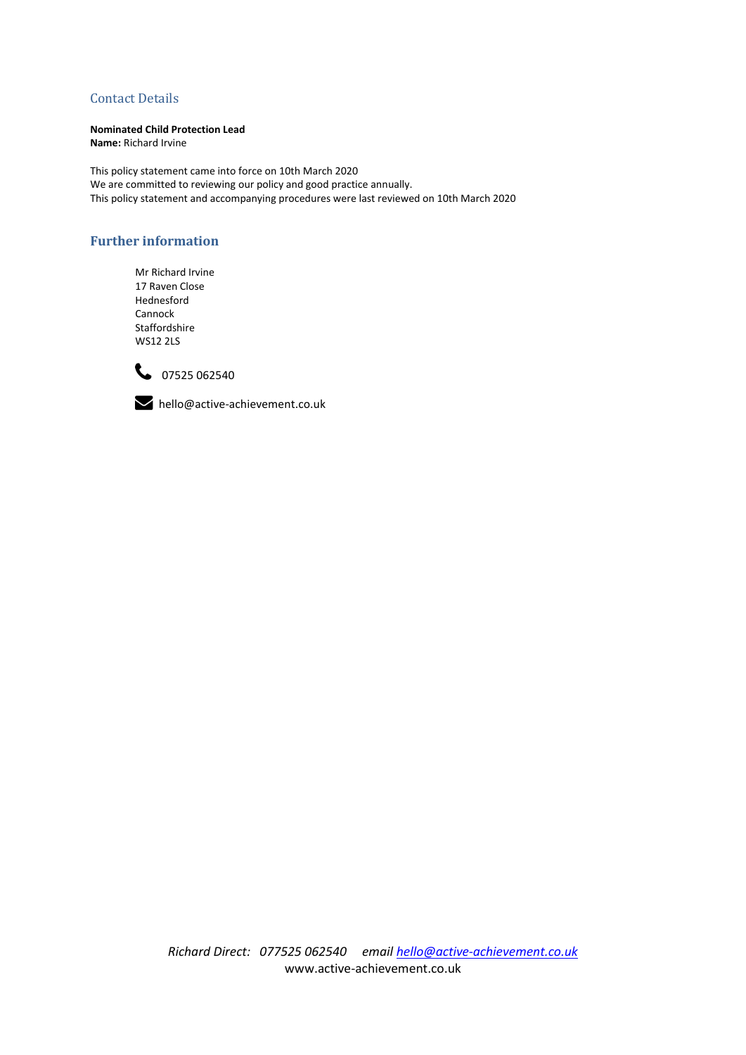## Contact Details

**Nominated Child Protection Lead**
**Name:** Richard Irvine

This policy statement came into force on 10th March 2020
We are committed to reviewing our policy and good practice annually.
This policy statement and accompanying procedures were last reviewed on 10th March 2020

## Further information

Mr Richard Irvine
17 Raven Close
Hednesford
Cannock
Staffordshire
WS12 2LS

07525 062540

hello@active-achievement.co.uk

*Richard Direct: 077525 062540 email hello@active-achievement.co.uk*
www.active-achievement.co.uk